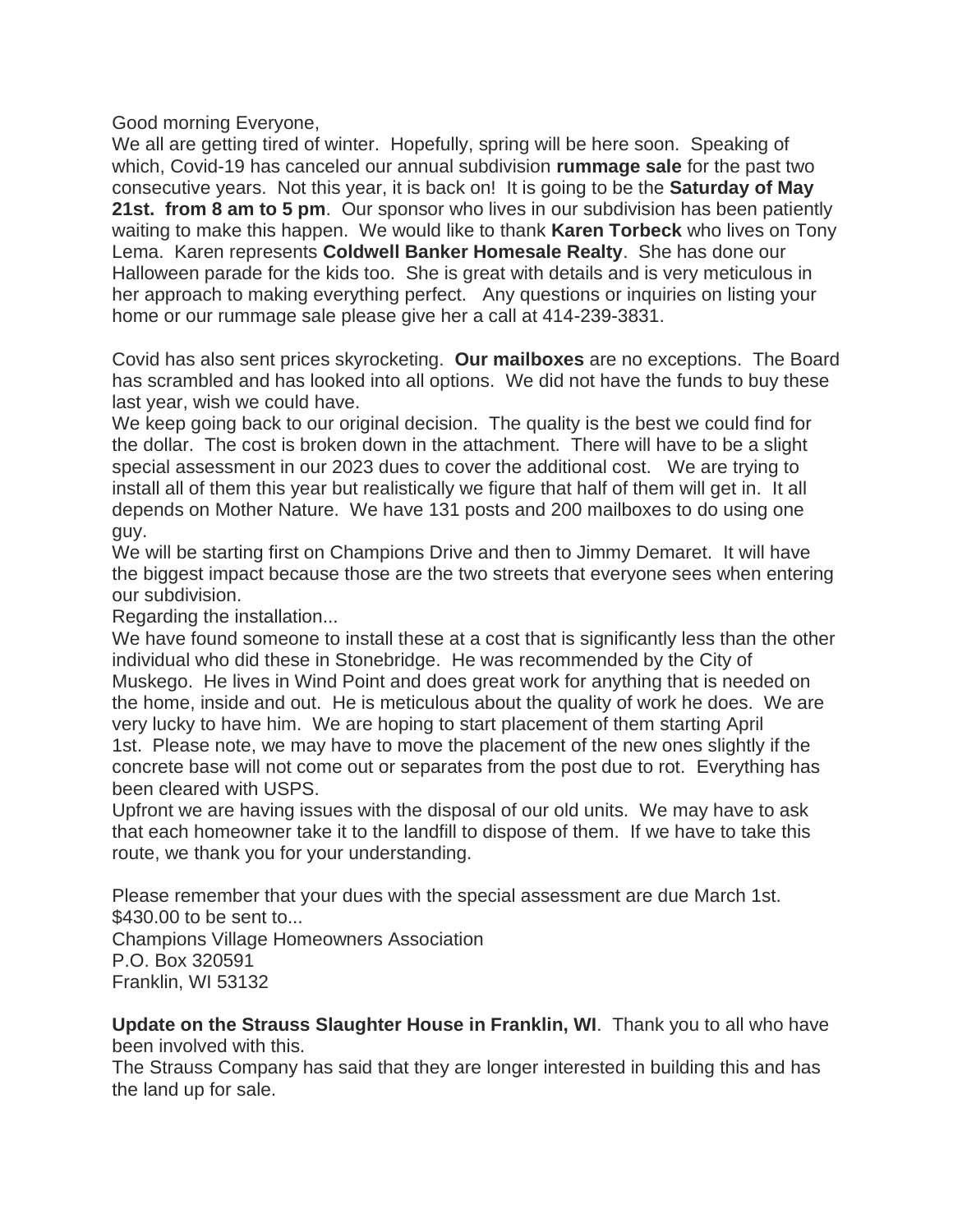Good morning Everyone,
We all are getting tired of winter. Hopefully, spring will be here soon. Speaking of which, Covid-19 has canceled our annual subdivision **rummage sale** for the past two consecutive years. Not this year, it is back on! It is going to be the **Saturday of May 21st. from 8 am to 5 pm**. Our sponsor who lives in our subdivision has been patiently waiting to make this happen. We would like to thank **Karen Torbeck** who lives on Tony Lema. Karen represents **Coldwell Banker Homesale Realty**. She has done our Halloween parade for the kids too. She is great with details and is very meticulous in her approach to making everything perfect. Any questions or inquiries on listing your home or our rummage sale please give her a call at 414-239-3831.

Covid has also sent prices skyrocketing. **Our mailboxes** are no exceptions. The Board has scrambled and has looked into all options. We did not have the funds to buy these last year, wish we could have.
We keep going back to our original decision. The quality is the best we could find for the dollar. The cost is broken down in the attachment. There will have to be a slight special assessment in our 2023 dues to cover the additional cost. We are trying to install all of them this year but realistically we figure that half of them will get in. It all depends on Mother Nature. We have 131 posts and 200 mailboxes to do using one guy.
We will be starting first on Champions Drive and then to Jimmy Demaret. It will have the biggest impact because those are the two streets that everyone sees when entering our subdivision.
Regarding the installation...
We have found someone to install these at a cost that is significantly less than the other individual who did these in Stonebridge. He was recommended by the City of Muskego. He lives in Wind Point and does great work for anything that is needed on the home, inside and out. He is meticulous about the quality of work he does. We are very lucky to have him. We are hoping to start placement of them starting April 1st. Please note, we may have to move the placement of the new ones slightly if the concrete base will not come out or separates from the post due to rot. Everything has been cleared with USPS.
Upfront we are having issues with the disposal of our old units. We may have to ask that each homeowner take it to the landfill to dispose of them. If we have to take this route, we thank you for your understanding.

Please remember that your dues with the special assessment are due March 1st.
$430.00 to be sent to...
Champions Village Homeowners Association
P.O. Box 320591
Franklin, WI 53132

**Update on the Strauss Slaughter House in Franklin, WI**. Thank you to all who have been involved with this.
The Strauss Company has said that they are longer interested in building this and has the land up for sale.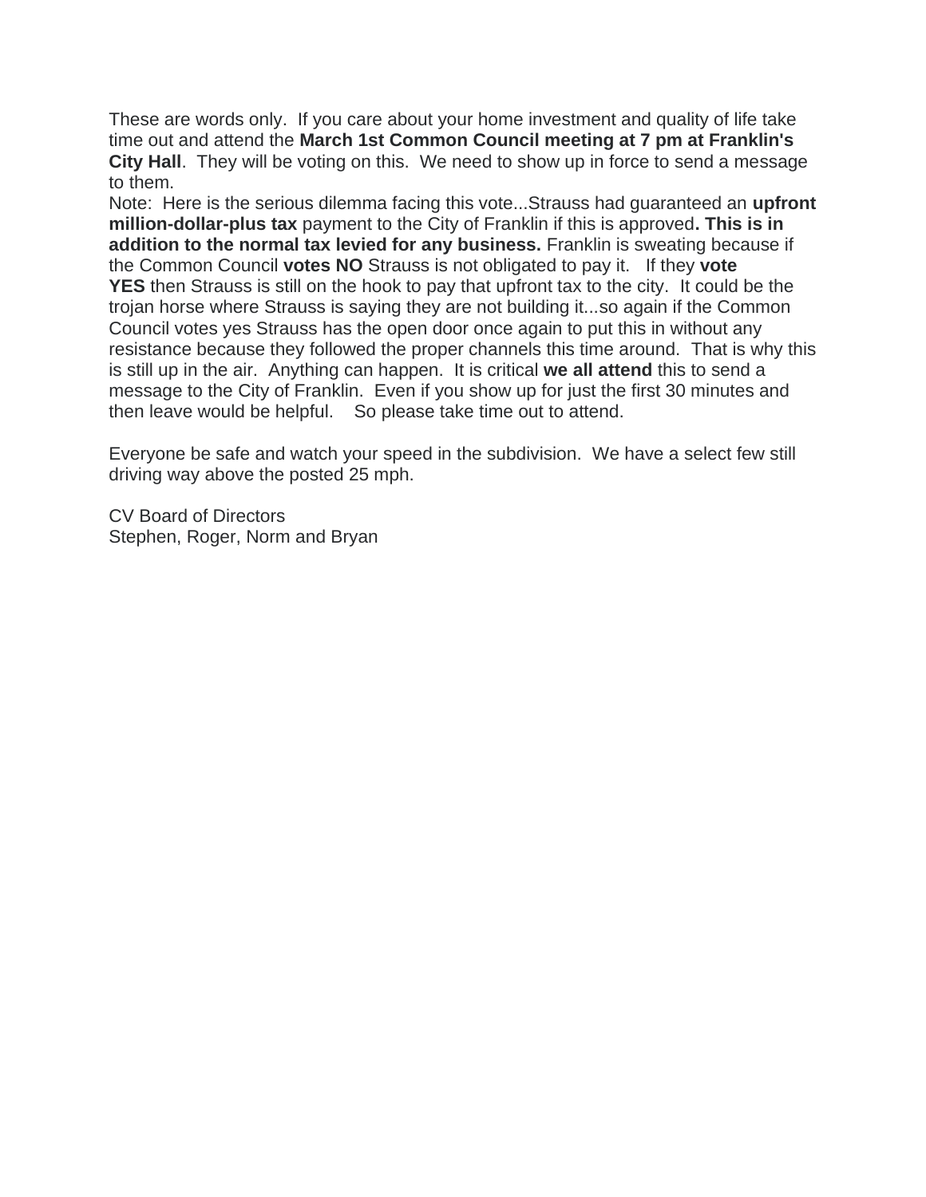These are words only. If you care about your home investment and quality of life take time out and attend the **March 1st Common Council meeting at 7 pm at Franklin's City Hall**. They will be voting on this. We need to show up in force to send a message to them.

Note: Here is the serious dilemma facing this vote...Strauss had guaranteed an **upfront million-dollar-plus tax** payment to the City of Franklin if this is approved**. This is in addition to the normal tax levied for any business.** Franklin is sweating because if the Common Council **votes NO** Strauss is not obligated to pay it. If they **vote YES** then Strauss is still on the hook to pay that upfront tax to the city. It could be the trojan horse where Strauss is saying they are not building it...so again if the Common Council votes yes Strauss has the open door once again to put this in without any resistance because they followed the proper channels this time around. That is why this is still up in the air. Anything can happen. It is critical **we all attend** this to send a message to the City of Franklin. Even if you show up for just the first 30 minutes and then leave would be helpful. So please take time out to attend.

Everyone be safe and watch your speed in the subdivision. We have a select few still driving way above the posted 25 mph.

CV Board of Directors
Stephen, Roger, Norm and Bryan